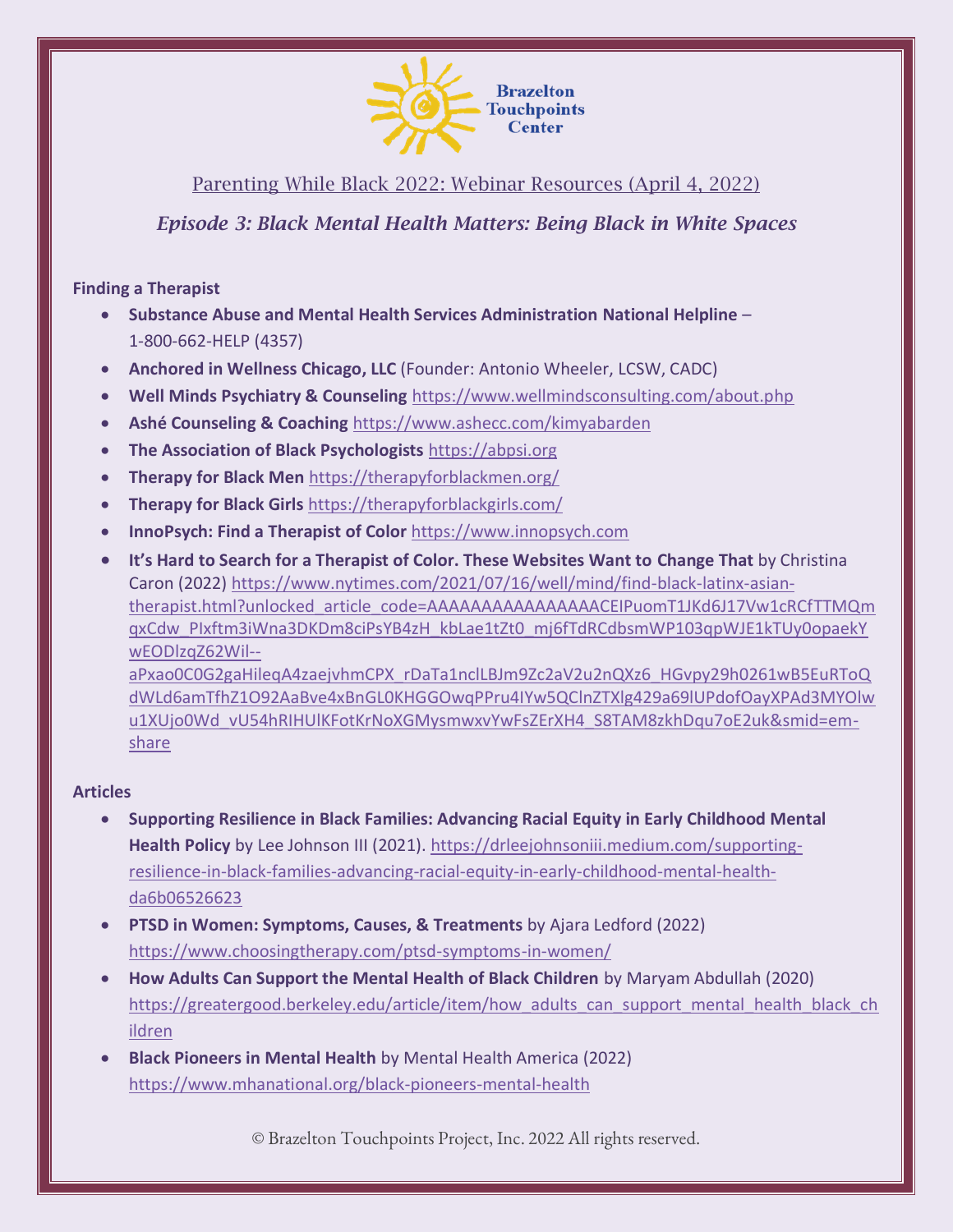Brazelton Touchpoints Center

## Parenting While Black 2022: Webinar Resources (April 4, 2022)

### *Episode 3: Black Mental Health Matters: Being Black in White Spaces*

**Finding a Therapist**

- **Substance Abuse and Mental Health Services Administration National Helpline** – 1-800-662-HELP (4357)
- **Anchored in Wellness Chicago, LLC** (Founder: Antonio Wheeler, LCSW, CADC)
- **Well Minds Psychiatry & Counseling** https://www.wellmindsconsulting.com/about.php
- **Ashé Counseling & Coaching** https://www.ashecc.com/kimyabarden
- **The Association of Black Psychologists** https://abpsi.org
- **Therapy for Black Men** https://therapyforblackmen.org/
- **Therapy for Black Girls** https://therapyforblackgirls.com/
- **InnoPsych: Find a Therapist of Color** https://www.innopsych.com
- **It's Hard to Search for a Therapist of Color. These Websites Want to Change That** by Christina Caron (2022) https://www.nytimes.com/2021/07/16/well/mind/find-black-latinx-asian-therapist.html?unlocked_article_code=AAAAAAAAAAAAAAAACEIPuomT1JKd6J17Vw1cRCfTTMQmqxCdw_PIxftm3iWna3DKDm8ciPsYB4zH_kbLae1tZt0_mj6fTdRCdbsmWP103qpWJE1kTUy0opaekYwEODlzqZ62Wil--aPxao0C0G2gaHileqA4zaejvhmCPX_rDaTa1nclLBJm9Zc2aV2u2nQXz6_HGvpy29h0261wB5EuRToQdWLd6amTfhZ1O92AaBve4xBnGL0KHGGOwqPPru4IYw5QClnZTXlg429a69lUPdofOayXPAd3MYOlwu1XUjo0Wd_vU54hRIHUlKFotKrNoXGMysmwxvYwFsZErXH4_S8TAM8zkhDqu7oE2uk&smid=em-share

**Articles**

- **Supporting Resilience in Black Families: Advancing Racial Equity in Early Childhood Mental Health Policy** by Lee Johnson III (2021). https://drleejohnsoniii.medium.com/supporting-resilience-in-black-families-advancing-racial-equity-in-early-childhood-mental-health-da6b06526623
- **PTSD in Women: Symptoms, Causes, & Treatments** by Ajara Ledford (2022) https://www.choosingtherapy.com/ptsd-symptoms-in-women/
- **How Adults Can Support the Mental Health of Black Children** by Maryam Abdullah (2020) https://greatergood.berkeley.edu/article/item/how_adults_can_support_mental_health_black_children
- **Black Pioneers in Mental Health** by Mental Health America (2022) https://www.mhanational.org/black-pioneers-mental-health

© Brazelton Touchpoints Project, Inc. 2022 All rights reserved.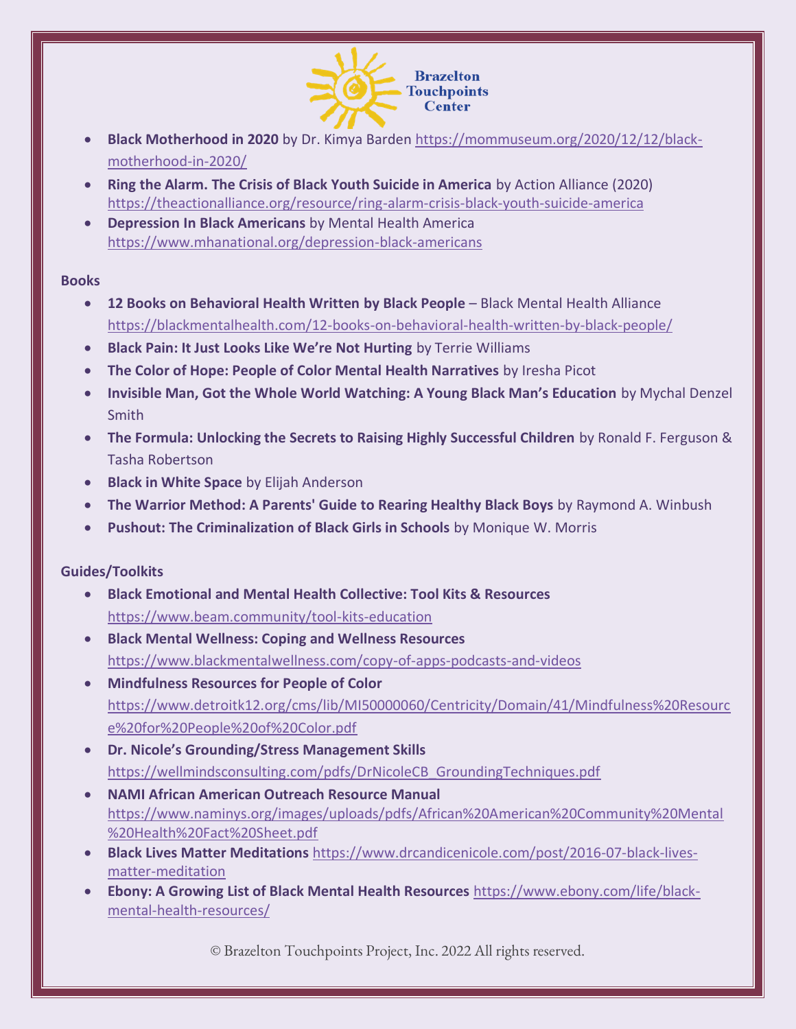- **Black Motherhood in 2020** by Dr. Kimya Barden https://mommuseum.org/2020/12/12/black-motherhood-in-2020/
- **Ring the Alarm. The Crisis of Black Youth Suicide in America** by Action Alliance (2020) https://theactionalliance.org/resource/ring-alarm-crisis-black-youth-suicide-america
- **Depression In Black Americans** by Mental Health America https://www.mhanational.org/depression-black-americans

**Books**

- **12 Books on Behavioral Health Written by Black People** – Black Mental Health Alliance https://blackmentalhealth.com/12-books-on-behavioral-health-written-by-black-people/
- **Black Pain: It Just Looks Like We're Not Hurting** by Terrie Williams
- **The Color of Hope: People of Color Mental Health Narratives** by Iresha Picot
- **Invisible Man, Got the Whole World Watching: A Young Black Man's Education** by Mychal Denzel Smith
- **The Formula: Unlocking the Secrets to Raising Highly Successful Children** by Ronald F. Ferguson & Tasha Robertson
- **Black in White Space** by Elijah Anderson
- **The Warrior Method: A Parents' Guide to Rearing Healthy Black Boys** by Raymond A. Winbush
- **Pushout: The Criminalization of Black Girls in Schools** by Monique W. Morris

**Guides/Toolkits**

- **Black Emotional and Mental Health Collective: Tool Kits & Resources** https://www.beam.community/tool-kits-education
- **Black Mental Wellness: Coping and Wellness Resources** https://www.blackmentalwellness.com/copy-of-apps-podcasts-and-videos
- **Mindfulness Resources for People of Color** https://www.detroitk12.org/cms/lib/MI50000060/Centricity/Domain/41/Mindfulness%20Resource%20for%20People%20of%20Color.pdf
- **Dr. Nicole's Grounding/Stress Management Skills** https://wellmindsconsulting.com/pdfs/DrNicoleCB_GroundingTechniques.pdf
- **NAMI African American Outreach Resource Manual** https://www.naminys.org/images/uploads/pdfs/African%20American%20Community%20Mental%20Health%20Fact%20Sheet.pdf
- **Black Lives Matter Meditations** https://www.drcandicenicole.com/post/2016-07-black-lives-matter-meditation
- **Ebony: A Growing List of Black Mental Health Resources** https://www.ebony.com/life/black-mental-health-resources/

© Brazelton Touchpoints Project, Inc. 2022 All rights reserved.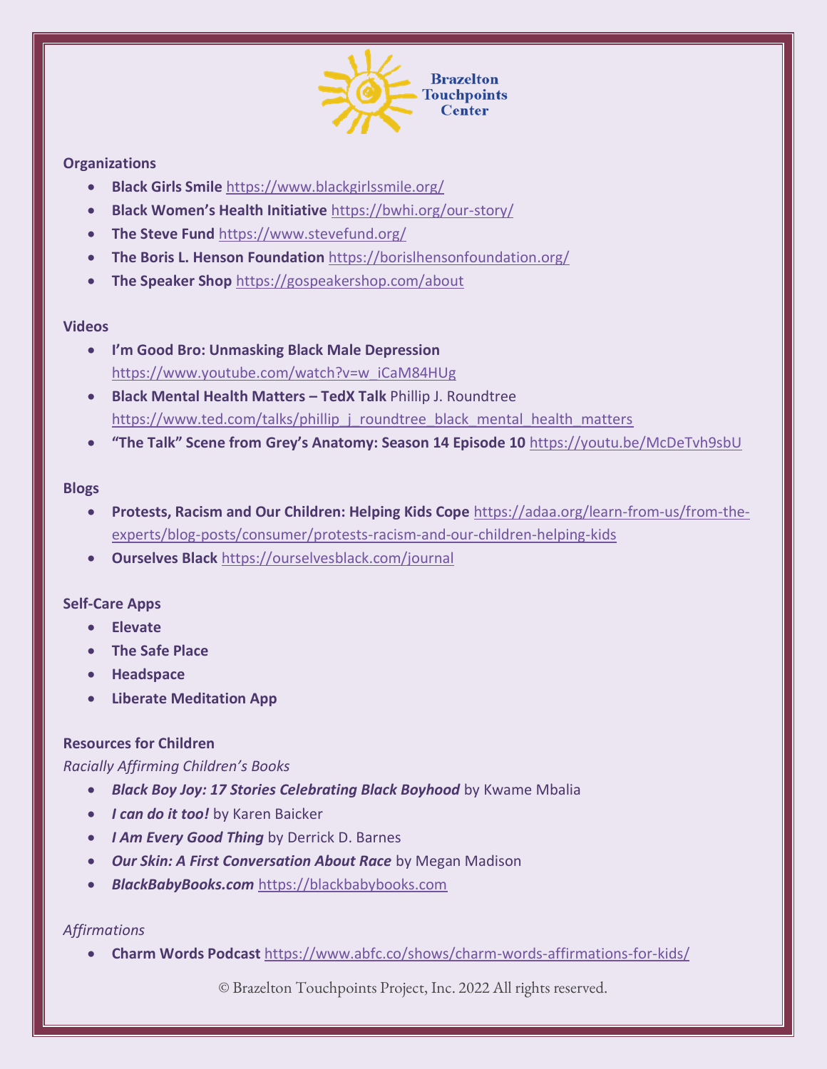Brazelton Touchpoints Center

**Organizations**

- **Black Girls Smile** https://www.blackgirlssmile.org/
- **Black Women's Health Initiative** https://bwhi.org/our-story/
- **The Steve Fund** https://www.stevefund.org/
- **The Boris L. Henson Foundation** https://borislhensonfoundation.org/
- **The Speaker Shop** https://gospeakershop.com/about

**Videos**

- **I'm Good Bro: Unmasking Black Male Depression** https://www.youtube.com/watch?v=w_iCaM84HUg
- **Black Mental Health Matters – TedX Talk** Phillip J. Roundtree https://www.ted.com/talks/phillip_j_roundtree_black_mental_health_matters
- **"The Talk" Scene from Grey's Anatomy: Season 14 Episode 10** https://youtu.be/McDeTvh9sbU

**Blogs**

- **Protests, Racism and Our Children: Helping Kids Cope** https://adaa.org/learn-from-us/from-the-experts/blog-posts/consumer/protests-racism-and-our-children-helping-kids
- **Ourselves Black** https://ourselvesblack.com/journal

**Self-Care Apps**

- **Elevate**
- **The Safe Place**
- **Headspace**
- **Liberate Meditation App**

**Resources for Children**

*Racially Affirming Children's Books*

- ***Black Boy Joy: 17 Stories Celebrating Black Boyhood*** by Kwame Mbalia
- ***I can do it too!*** by Karen Baicker
- ***I Am Every Good Thing*** by Derrick D. Barnes
- ***Our Skin: A First Conversation About Race*** by Megan Madison
- ***BlackBabyBooks.com*** https://blackbabybooks.com

*Affirmations*

- **Charm Words Podcast** https://www.abfc.co/shows/charm-words-affirmations-for-kids/

© Brazelton Touchpoints Project, Inc. 2022 All rights reserved.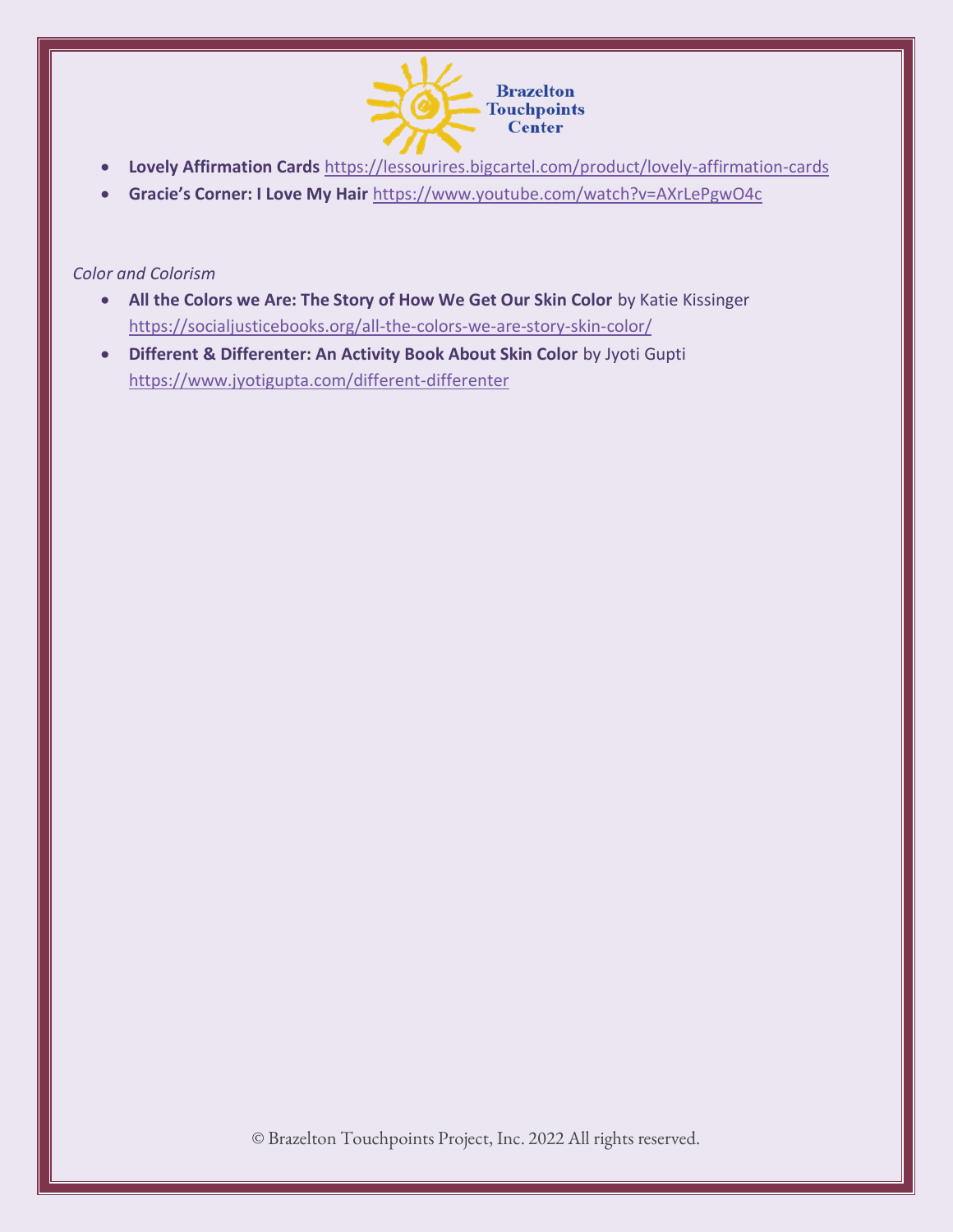- **Lovely Affirmation Cards** https://lessourires.bigcartel.com/product/lovely-affirmation-cards
- **Gracie's Corner: I Love My Hair** https://www.youtube.com/watch?v=AXrLePgwO4c

*Color and Colorism*

- **All the Colors we Are: The Story of How We Get Our Skin Color** by Katie Kissinger https://socialjusticebooks.org/all-the-colors-we-are-story-skin-color/
- **Different & Differenter: An Activity Book About Skin Color** by Jyoti Gupti https://www.jyotigupta.com/different-differenter